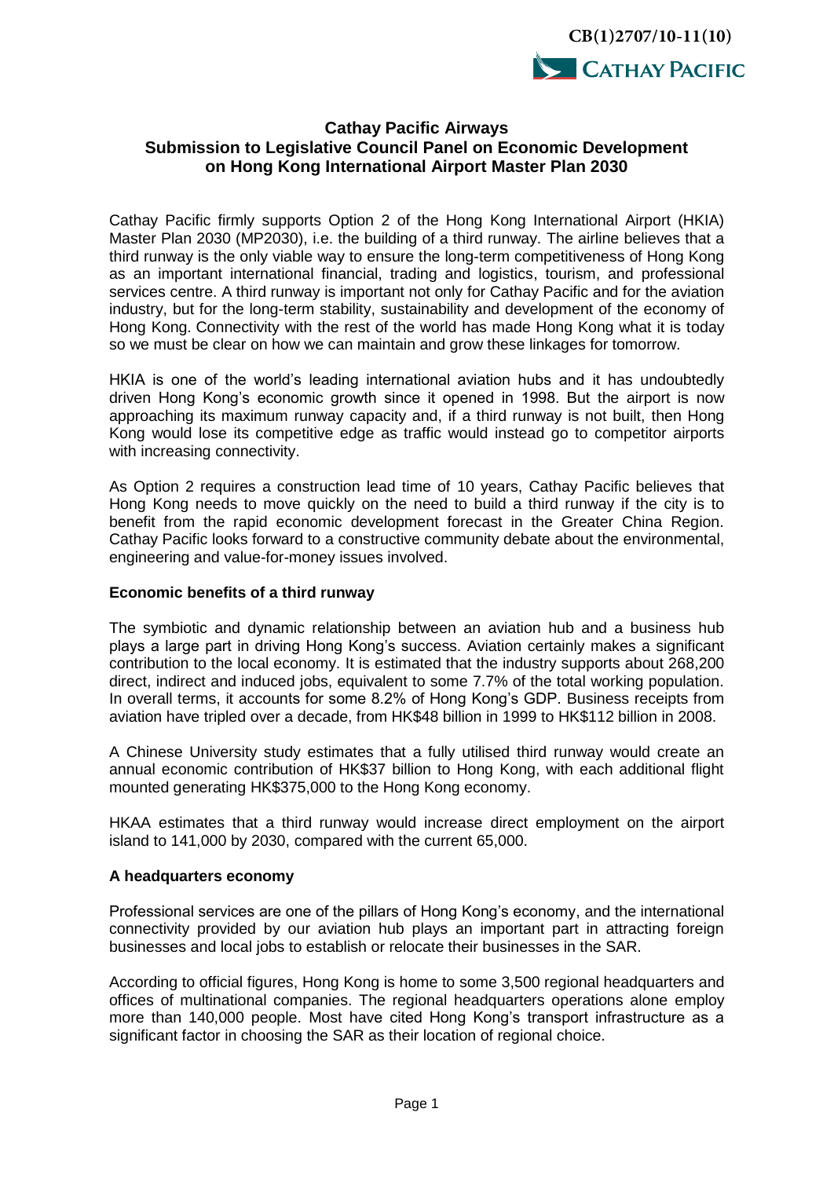CB(1)2707/10-11(10)

CATHAY PACIFIC

# Cathay Pacific Airways
## Submission to Legislative Council Panel on Economic Development on Hong Kong International Airport Master Plan 2030

Cathay Pacific firmly supports Option 2 of the Hong Kong International Airport (HKIA) Master Plan 2030 (MP2030), i.e. the building of a third runway. The airline believes that a third runway is the only viable way to ensure the long-term competitiveness of Hong Kong as an important international financial, trading and logistics, tourism, and professional services centre. A third runway is important not only for Cathay Pacific and for the aviation industry, but for the long-term stability, sustainability and development of the economy of Hong Kong. Connectivity with the rest of the world has made Hong Kong what it is today so we must be clear on how we can maintain and grow these linkages for tomorrow.

HKIA is one of the world's leading international aviation hubs and it has undoubtedly driven Hong Kong's economic growth since it opened in 1998. But the airport is now approaching its maximum runway capacity and, if a third runway is not built, then Hong Kong would lose its competitive edge as traffic would instead go to competitor airports with increasing connectivity.

As Option 2 requires a construction lead time of 10 years, Cathay Pacific believes that Hong Kong needs to move quickly on the need to build a third runway if the city is to benefit from the rapid economic development forecast in the Greater China Region. Cathay Pacific looks forward to a constructive community debate about the environmental, engineering and value-for-money issues involved.

### Economic benefits of a third runway

The symbiotic and dynamic relationship between an aviation hub and a business hub plays a large part in driving Hong Kong's success. Aviation certainly makes a significant contribution to the local economy. It is estimated that the industry supports about 268,200 direct, indirect and induced jobs, equivalent to some 7.7% of the total working population. In overall terms, it accounts for some 8.2% of Hong Kong's GDP. Business receipts from aviation have tripled over a decade, from HK$48 billion in 1999 to HK$112 billion in 2008.

A Chinese University study estimates that a fully utilised third runway would create an annual economic contribution of HK$37 billion to Hong Kong, with each additional flight mounted generating HK$375,000 to the Hong Kong economy.

HKAA estimates that a third runway would increase direct employment on the airport island to 141,000 by 2030, compared with the current 65,000.

### A headquarters economy

Professional services are one of the pillars of Hong Kong's economy, and the international connectivity provided by our aviation hub plays an important part in attracting foreign businesses and local jobs to establish or relocate their businesses in the SAR.

According to official figures, Hong Kong is home to some 3,500 regional headquarters and offices of multinational companies. The regional headquarters operations alone employ more than 140,000 people. Most have cited Hong Kong's transport infrastructure as a significant factor in choosing the SAR as their location of regional choice.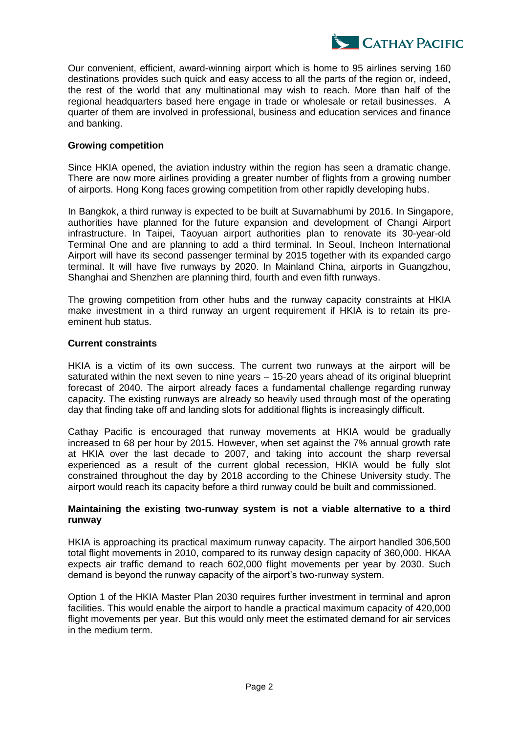Our convenient, efficient, award-winning airport which is home to 95 airlines serving 160 destinations provides such quick and easy access to all the parts of the region or, indeed, the rest of the world that any multinational may wish to reach. More than half of the regional headquarters based here engage in trade or wholesale or retail businesses. A quarter of them are involved in professional, business and education services and finance and banking.

**Growing competition**

Since HKIA opened, the aviation industry within the region has seen a dramatic change. There are now more airlines providing a greater number of flights from a growing number of airports. Hong Kong faces growing competition from other rapidly developing hubs.

In Bangkok, a third runway is expected to be built at Suvarnabhumi by 2016. In Singapore, authorities have planned for the future expansion and development of Changi Airport infrastructure. In Taipei, Taoyuan airport authorities plan to renovate its 30-year-old Terminal One and are planning to add a third terminal. In Seoul, Incheon International Airport will have its second passenger terminal by 2015 together with its expanded cargo terminal. It will have five runways by 2020. In Mainland China, airports in Guangzhou, Shanghai and Shenzhen are planning third, fourth and even fifth runways.

The growing competition from other hubs and the runway capacity constraints at HKIA make investment in a third runway an urgent requirement if HKIA is to retain its pre-eminent hub status.

**Current constraints**

HKIA is a victim of its own success. The current two runways at the airport will be saturated within the next seven to nine years – 15-20 years ahead of its original blueprint forecast of 2040. The airport already faces a fundamental challenge regarding runway capacity. The existing runways are already so heavily used through most of the operating day that finding take off and landing slots for additional flights is increasingly difficult.

Cathay Pacific is encouraged that runway movements at HKIA would be gradually increased to 68 per hour by 2015. However, when set against the 7% annual growth rate at HKIA over the last decade to 2007, and taking into account the sharp reversal experienced as a result of the current global recession, HKIA would be fully slot constrained throughout the day by 2018 according to the Chinese University study. The airport would reach its capacity before a third runway could be built and commissioned.

**Maintaining the existing two-runway system is not a viable alternative to a third runway**

HKIA is approaching its practical maximum runway capacity. The airport handled 306,500 total flight movements in 2010, compared to its runway design capacity of 360,000. HKAA expects air traffic demand to reach 602,000 flight movements per year by 2030. Such demand is beyond the runway capacity of the airport's two-runway system.

Option 1 of the HKIA Master Plan 2030 requires further investment in terminal and apron facilities. This would enable the airport to handle a practical maximum capacity of 420,000 flight movements per year. But this would only meet the estimated demand for air services in the medium term.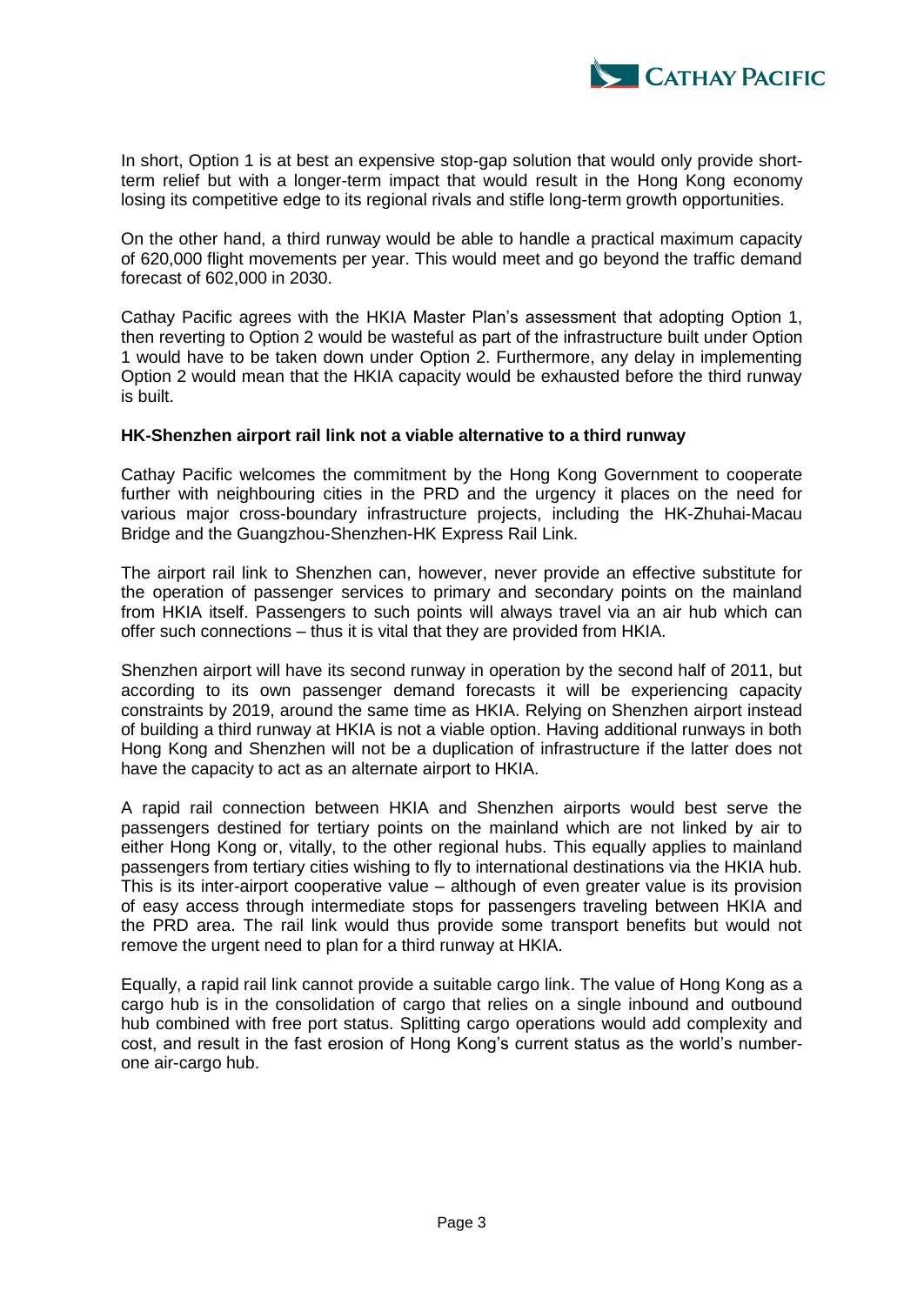In short, Option 1 is at best an expensive stop-gap solution that would only provide short-term relief but with a longer-term impact that would result in the Hong Kong economy losing its competitive edge to its regional rivals and stifle long-term growth opportunities.

On the other hand, a third runway would be able to handle a practical maximum capacity of 620,000 flight movements per year. This would meet and go beyond the traffic demand forecast of 602,000 in 2030.

Cathay Pacific agrees with the HKIA Master Plan's assessment that adopting Option 1, then reverting to Option 2 would be wasteful as part of the infrastructure built under Option 1 would have to be taken down under Option 2. Furthermore, any delay in implementing Option 2 would mean that the HKIA capacity would be exhausted before the third runway is built.

**HK-Shenzhen airport rail link not a viable alternative to a third runway**

Cathay Pacific welcomes the commitment by the Hong Kong Government to cooperate further with neighbouring cities in the PRD and the urgency it places on the need for various major cross-boundary infrastructure projects, including the HK-Zhuhai-Macau Bridge and the Guangzhou-Shenzhen-HK Express Rail Link.

The airport rail link to Shenzhen can, however, never provide an effective substitute for the operation of passenger services to primary and secondary points on the mainland from HKIA itself. Passengers to such points will always travel via an air hub which can offer such connections – thus it is vital that they are provided from HKIA.

Shenzhen airport will have its second runway in operation by the second half of 2011, but according to its own passenger demand forecasts it will be experiencing capacity constraints by 2019, around the same time as HKIA. Relying on Shenzhen airport instead of building a third runway at HKIA is not a viable option. Having additional runways in both Hong Kong and Shenzhen will not be a duplication of infrastructure if the latter does not have the capacity to act as an alternate airport to HKIA.

A rapid rail connection between HKIA and Shenzhen airports would best serve the passengers destined for tertiary points on the mainland which are not linked by air to either Hong Kong or, vitally, to the other regional hubs. This equally applies to mainland passengers from tertiary cities wishing to fly to international destinations via the HKIA hub. This is its inter-airport cooperative value – although of even greater value is its provision of easy access through intermediate stops for passengers traveling between HKIA and the PRD area. The rail link would thus provide some transport benefits but would not remove the urgent need to plan for a third runway at HKIA.

Equally, a rapid rail link cannot provide a suitable cargo link. The value of Hong Kong as a cargo hub is in the consolidation of cargo that relies on a single inbound and outbound hub combined with free port status. Splitting cargo operations would add complexity and cost, and result in the fast erosion of Hong Kong's current status as the world's number-one air-cargo hub.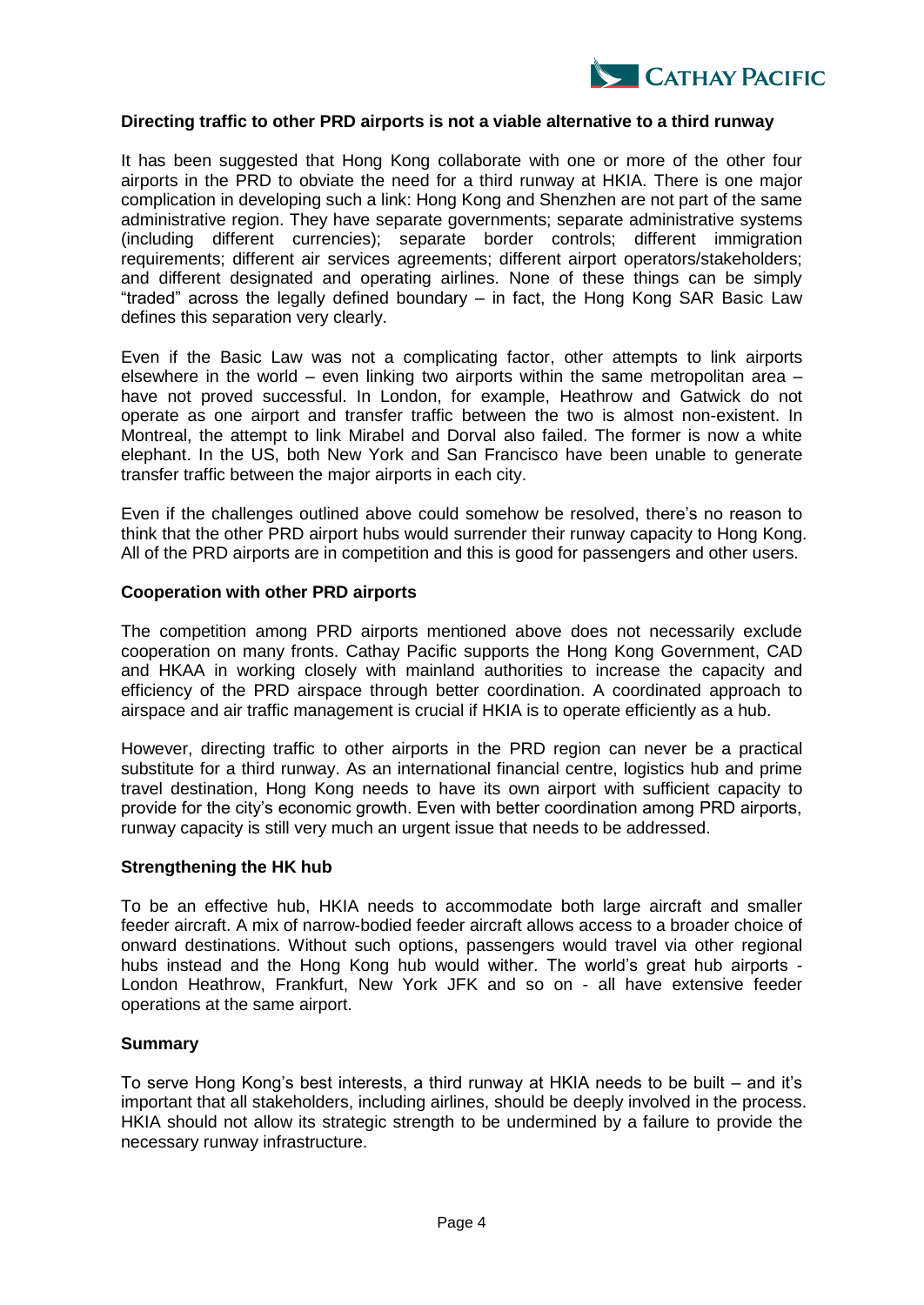**Directing traffic to other PRD airports is not a viable alternative to a third runway**

It has been suggested that Hong Kong collaborate with one or more of the other four airports in the PRD to obviate the need for a third runway at HKIA. There is one major complication in developing such a link: Hong Kong and Shenzhen are not part of the same administrative region. They have separate governments; separate administrative systems (including different currencies); separate border controls; different immigration requirements; different air services agreements; different airport operators/stakeholders; and different designated and operating airlines. None of these things can be simply "traded" across the legally defined boundary – in fact, the Hong Kong SAR Basic Law defines this separation very clearly.

Even if the Basic Law was not a complicating factor, other attempts to link airports elsewhere in the world – even linking two airports within the same metropolitan area – have not proved successful. In London, for example, Heathrow and Gatwick do not operate as one airport and transfer traffic between the two is almost non-existent. In Montreal, the attempt to link Mirabel and Dorval also failed. The former is now a white elephant. In the US, both New York and San Francisco have been unable to generate transfer traffic between the major airports in each city.

Even if the challenges outlined above could somehow be resolved, there's no reason to think that the other PRD airport hubs would surrender their runway capacity to Hong Kong. All of the PRD airports are in competition and this is good for passengers and other users.

**Cooperation with other PRD airports**

The competition among PRD airports mentioned above does not necessarily exclude cooperation on many fronts. Cathay Pacific supports the Hong Kong Government, CAD and HKAA in working closely with mainland authorities to increase the capacity and efficiency of the PRD airspace through better coordination. A coordinated approach to airspace and air traffic management is crucial if HKIA is to operate efficiently as a hub.

However, directing traffic to other airports in the PRD region can never be a practical substitute for a third runway. As an international financial centre, logistics hub and prime travel destination, Hong Kong needs to have its own airport with sufficient capacity to provide for the city's economic growth. Even with better coordination among PRD airports, runway capacity is still very much an urgent issue that needs to be addressed.

**Strengthening the HK hub**

To be an effective hub, HKIA needs to accommodate both large aircraft and smaller feeder aircraft. A mix of narrow-bodied feeder aircraft allows access to a broader choice of onward destinations. Without such options, passengers would travel via other regional hubs instead and the Hong Kong hub would wither. The world's great hub airports - London Heathrow, Frankfurt, New York JFK and so on - all have extensive feeder operations at the same airport.

**Summary**

To serve Hong Kong's best interests, a third runway at HKIA needs to be built – and it's important that all stakeholders, including airlines, should be deeply involved in the process. HKIA should not allow its strategic strength to be undermined by a failure to provide the necessary runway infrastructure.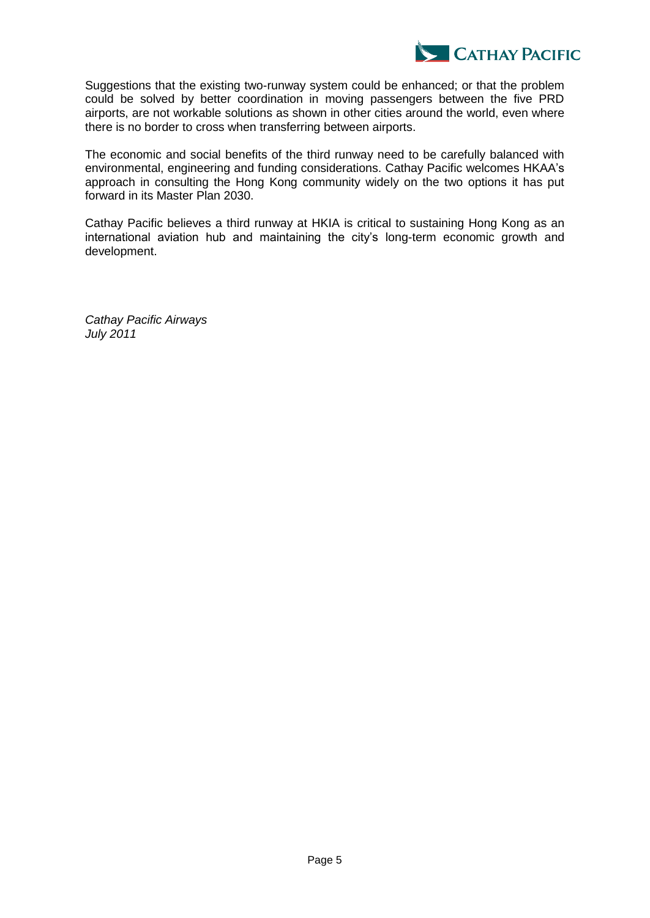Suggestions that the existing two-runway system could be enhanced; or that the problem could be solved by better coordination in moving passengers between the five PRD airports, are not workable solutions as shown in other cities around the world, even where there is no border to cross when transferring between airports.

The economic and social benefits of the third runway need to be carefully balanced with environmental, engineering and funding considerations. Cathay Pacific welcomes HKAA's approach in consulting the Hong Kong community widely on the two options it has put forward in its Master Plan 2030.

Cathay Pacific believes a third runway at HKIA is critical to sustaining Hong Kong as an international aviation hub and maintaining the city's long-term economic growth and development.

*Cathay Pacific Airways*
*July 2011*